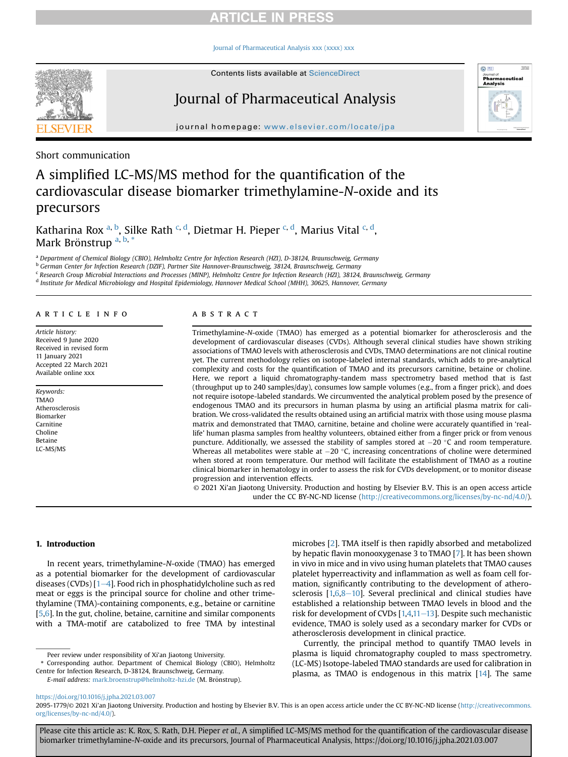Short communication

# A simplified LC-MS/MS method for the quantification of the cardiovascular disease biomarker trimethylamine-*N*-oxide and its precursors

Katharina Rox [a, b], Silke Rath [c, d], Dietmar H. Pieper [c, d], Marius Vital [c, d], Mark Brönstrup [a, b, *]

[a] Department of Chemical Biology (CBIO), Helmholtz Centre for Infection Research (HZI), D-38124, Braunschweig, Germany
[b] German Center for Infection Research (DZIF), Partner Site Hannover-Braunschweig, 38124, Braunschweig, Germany
[c] Research Group Microbial Interactions and Processes (MINP), Helmholtz Centre for Infection Research (HZI), 38124, Braunschweig, Germany
[d] Institute for Medical Microbiology and Hospital Epidemiology, Hannover Medical School (MHH), 30625, Hannover, Germany

## ARTICLE INFO

*Article history:*
Received 9 June 2020
Received in revised form 11 January 2021
Accepted 22 March 2021
Available online xxx

*Keywords:*
TMAO
Atherosclerosis
Biomarker
Carnitine
Choline
Betaine
LC-MS/MS

## ABSTRACT

Trimethylamine-*N*-oxide (TMAO) has emerged as a potential biomarker for atherosclerosis and the development of cardiovascular diseases (CVDs). Although several clinical studies have shown striking associations of TMAO levels with atherosclerosis and CVDs, TMAO determinations are not clinical routine yet. The current methodology relies on isotope-labeled internal standards, which adds to pre-analytical complexity and costs for the quantification of TMAO and its precursors carnitine, betaine or choline. Here, we report a liquid chromatography-tandem mass spectrometry based method that is fast (throughput up to 240 samples/day), consumes low sample volumes (e.g., from a finger prick), and does not require isotope-labeled standards. We circumvented the analytical problem posed by the presence of endogenous TMAO and its precursors in human plasma by using an artificial plasma matrix for calibration. We cross-validated the results obtained using an artificial matrix with those using mouse plasma matrix and demonstrated that TMAO, carnitine, betaine and choline were accurately quantified in 'real-life' human plasma samples from healthy volunteers, obtained either from a finger prick or from venous puncture. Additionally, we assessed the stability of samples stored at −20 °C and room temperature. Whereas all metabolites were stable at −20 °C, increasing concentrations of choline were determined when stored at room temperature. Our method will facilitate the establishment of TMAO as a routine clinical biomarker in hematology in order to assess the risk for CVDs development, or to monitor disease progression and intervention effects.

© 2021 Xi'an Jiaotong University. Production and hosting by Elsevier B.V. This is an open access article under the CC BY-NC-ND license (http://creativecommons.org/licenses/by-nc-nd/4.0/).

## 1. Introduction

In recent years, trimethylamine-*N*-oxide (TMAO) has emerged as a potential biomarker for the development of cardiovascular diseases (CVDs) [1–4]. Food rich in phosphatidylcholine such as red meat or eggs is the principal source for choline and other trimethylamine (TMA)-containing components, e.g., betaine or carnitine [5,6]. In the gut, choline, betaine, carnitine and similar components with a TMA-motif are catabolized to free TMA by intestinal microbes [2]. TMA itself is then rapidly absorbed and metabolized by hepatic flavin monooxygenase 3 to TMAO [7]. It has been shown in vivo in mice and in vivo using human platelets that TMAO causes platelet hyperreactivity and inflammation as well as foam cell formation, significantly contributing to the development of atherosclerosis [1,6,8–10]. Several preclinical and clinical studies have established a relationship between TMAO levels in blood and the risk for development of CVDs [1,4,11–13]. Despite such mechanistic evidence, TMAO is solely used as a secondary marker for CVDs or atherosclerosis development in clinical practice.

Currently, the principal method to quantify TMAO levels in plasma is liquid chromatography coupled to mass spectrometry. (LC-MS) Isotope-labeled TMAO standards are used for calibration in plasma, as TMAO is endogenous in this matrix [14]. The same

Peer review under responsibility of Xi'an Jiaotong University.

\* Corresponding author. Department of Chemical Biology (CBIO), Helmholtz Centre for Infection Research, D-38124, Braunschweig, Germany.

*E-mail address:* mark.broenstrup@helmholtz-hzi.de (M. Brönstrup).

https://doi.org/10.1016/j.jpha.2021.03.007

2095-1779/© 2021 Xi'an Jiaotong University. Production and hosting by Elsevier B.V. This is an open access article under the CC BY-NC-ND license (http://creativecommons.org/licenses/by-nc-nd/4.0/).

Please cite this article as: K. Rox, S. Rath, D.H. Pieper *et al.*, A simplified LC-MS/MS method for the quantification of the cardiovascular disease biomarker trimethylamine-*N*-oxide and its precursors, Journal of Pharmaceutical Analysis, https://doi.org/10.1016/j.jpha.2021.03.007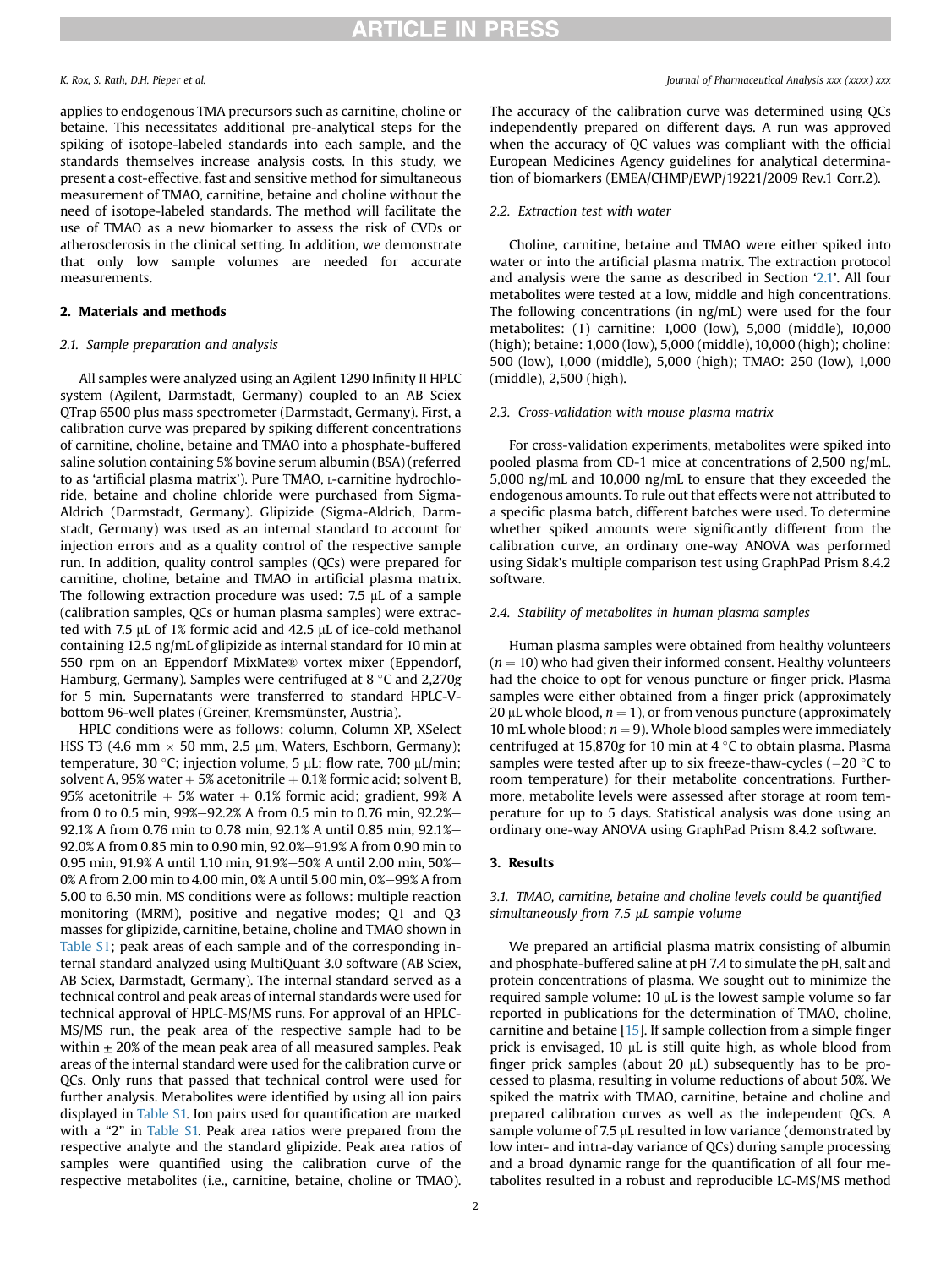applies to endogenous TMA precursors such as carnitine, choline or betaine. This necessitates additional pre-analytical steps for the spiking of isotope-labeled standards into each sample, and the standards themselves increase analysis costs. In this study, we present a cost-effective, fast and sensitive method for simultaneous measurement of TMAO, carnitine, betaine and choline without the need of isotope-labeled standards. The method will facilitate the use of TMAO as a new biomarker to assess the risk of CVDs or atherosclerosis in the clinical setting. In addition, we demonstrate that only low sample volumes are needed for accurate measurements.

## 2. Materials and methods

### 2.1. Sample preparation and analysis

All samples were analyzed using an Agilent 1290 Infinity II HPLC system (Agilent, Darmstadt, Germany) coupled to an AB Sciex QTrap 6500 plus mass spectrometer (Darmstadt, Germany). First, a calibration curve was prepared by spiking different concentrations of carnitine, choline, betaine and TMAO into a phosphate-buffered saline solution containing 5% bovine serum albumin (BSA) (referred to as 'artificial plasma matrix'). Pure TMAO, L-carnitine hydrochloride, betaine and choline chloride were purchased from Sigma-Aldrich (Darmstadt, Germany). Glipizide (Sigma-Aldrich, Darmstadt, Germany) was used as an internal standard to account for injection errors and as a quality control of the respective sample run. In addition, quality control samples (QCs) were prepared for carnitine, choline, betaine and TMAO in artificial plasma matrix. The following extraction procedure was used: 7.5 μL of a sample (calibration samples, QCs or human plasma samples) were extracted with 7.5 μL of 1% formic acid and 42.5 μL of ice-cold methanol containing 12.5 ng/mL of glipizide as internal standard for 10 min at 550 rpm on an Eppendorf MixMate® vortex mixer (Eppendorf, Hamburg, Germany). Samples were centrifuged at 8 °C and 2,270*g* for 5 min. Supernatants were transferred to standard HPLC-V-bottom 96-well plates (Greiner, Kremsmünster, Austria).

HPLC conditions were as follows: column, Column XP, XSelect HSS T3 (4.6 mm × 50 mm, 2.5 μm, Waters, Eschborn, Germany); temperature, 30 °C; injection volume, 5 μL; flow rate, 700 μL/min; solvent A, 95% water + 5% acetonitrile + 0.1% formic acid; solvent B, 95% acetonitrile + 5% water + 0.1% formic acid; gradient, 99% A from 0 to 0.5 min, 99%−92.2% A from 0.5 min to 0.76 min, 92.2%−92.1% A from 0.76 min to 0.78 min, 92.1% A until 0.85 min, 92.1%−92.0% A from 0.85 min to 0.90 min, 92.0%−91.9% A from 0.90 min to 0.95 min, 91.9% A until 1.10 min, 91.9%−50% A until 2.00 min, 50%−0% A from 2.00 min to 4.00 min, 0% A until 5.00 min, 0%−99% A from 5.00 to 6.50 min. MS conditions were as follows: multiple reaction monitoring (MRM), positive and negative modes; Q1 and Q3 masses for glipizide, carnitine, betaine, choline and TMAO shown in Table S1; peak areas of each sample and of the corresponding internal standard analyzed using MultiQuant 3.0 software (AB Sciex, AB Sciex, Darmstadt, Germany). The internal standard served as a technical control and peak areas of internal standards were used for technical approval of HPLC-MS/MS runs. For approval of an HPLC-MS/MS run, the peak area of the respective sample had to be within ± 20% of the mean peak area of all measured samples. Peak areas of the internal standard were used for the calibration curve or QCs. Only runs that passed that technical control were used for further analysis. Metabolites were identified by using all ion pairs displayed in Table S1. Ion pairs used for quantification are marked with a "2" in Table S1. Peak area ratios were prepared from the respective analyte and the standard glipizide. Peak area ratios of samples were quantified using the calibration curve of the respective metabolites (i.e., carnitine, betaine, choline or TMAO). The accuracy of the calibration curve was determined using QCs independently prepared on different days. A run was approved when the accuracy of QC values was compliant with the official European Medicines Agency guidelines for analytical determination of biomarkers (EMEA/CHMP/EWP/19221/2009 Rev.1 Corr.2).

### 2.2. Extraction test with water

Choline, carnitine, betaine and TMAO were either spiked into water or into the artificial plasma matrix. The extraction protocol and analysis were the same as described in Section '2.1'. All four metabolites were tested at a low, middle and high concentrations. The following concentrations (in ng/mL) were used for the four metabolites: (1) carnitine: 1,000 (low), 5,000 (middle), 10,000 (high); betaine: 1,000 (low), 5,000 (middle), 10,000 (high); choline: 500 (low), 1,000 (middle), 5,000 (high); TMAO: 250 (low), 1,000 (middle), 2,500 (high).

### 2.3. Cross-validation with mouse plasma matrix

For cross-validation experiments, metabolites were spiked into pooled plasma from CD-1 mice at concentrations of 2,500 ng/mL, 5,000 ng/mL and 10,000 ng/mL to ensure that they exceeded the endogenous amounts. To rule out that effects were not attributed to a specific plasma batch, different batches were used. To determine whether spiked amounts were significantly different from the calibration curve, an ordinary one-way ANOVA was performed using Sidak's multiple comparison test using GraphPad Prism 8.4.2 software.

### 2.4. Stability of metabolites in human plasma samples

Human plasma samples were obtained from healthy volunteers ($n = 10$) who had given their informed consent. Healthy volunteers had the choice to opt for venous puncture or finger prick. Plasma samples were either obtained from a finger prick (approximately 20 μL whole blood, $n = 1$), or from venous puncture (approximately 10 mL whole blood; $n = 9$). Whole blood samples were immediately centrifuged at 15,870*g* for 10 min at 4 °C to obtain plasma. Plasma samples were tested after up to six freeze-thaw-cycles (−20 °C to room temperature) for their metabolite concentrations. Furthermore, metabolite levels were assessed after storage at room temperature for up to 5 days. Statistical analysis was done using an ordinary one-way ANOVA using GraphPad Prism 8.4.2 software.

## 3. Results

### 3.1. TMAO, carnitine, betaine and choline levels could be quantified simultaneously from 7.5 μL sample volume

We prepared an artificial plasma matrix consisting of albumin and phosphate-buffered saline at pH 7.4 to simulate the pH, salt and protein concentrations of plasma. We sought out to minimize the required sample volume: 10 μL is the lowest sample volume so far reported in publications for the determination of TMAO, choline, carnitine and betaine [15]. If sample collection from a simple finger prick is envisaged, 10 μL is still quite high, as whole blood from finger prick samples (about 20 μL) subsequently has to be processed to plasma, resulting in volume reductions of about 50%. We spiked the matrix with TMAO, carnitine, betaine and choline and prepared calibration curves as well as the independent QCs. A sample volume of 7.5 μL resulted in low variance (demonstrated by low inter- and intra-day variance of QCs) during sample processing and a broad dynamic range for the quantification of all four metabolites resulted in a robust and reproducible LC-MS/MS method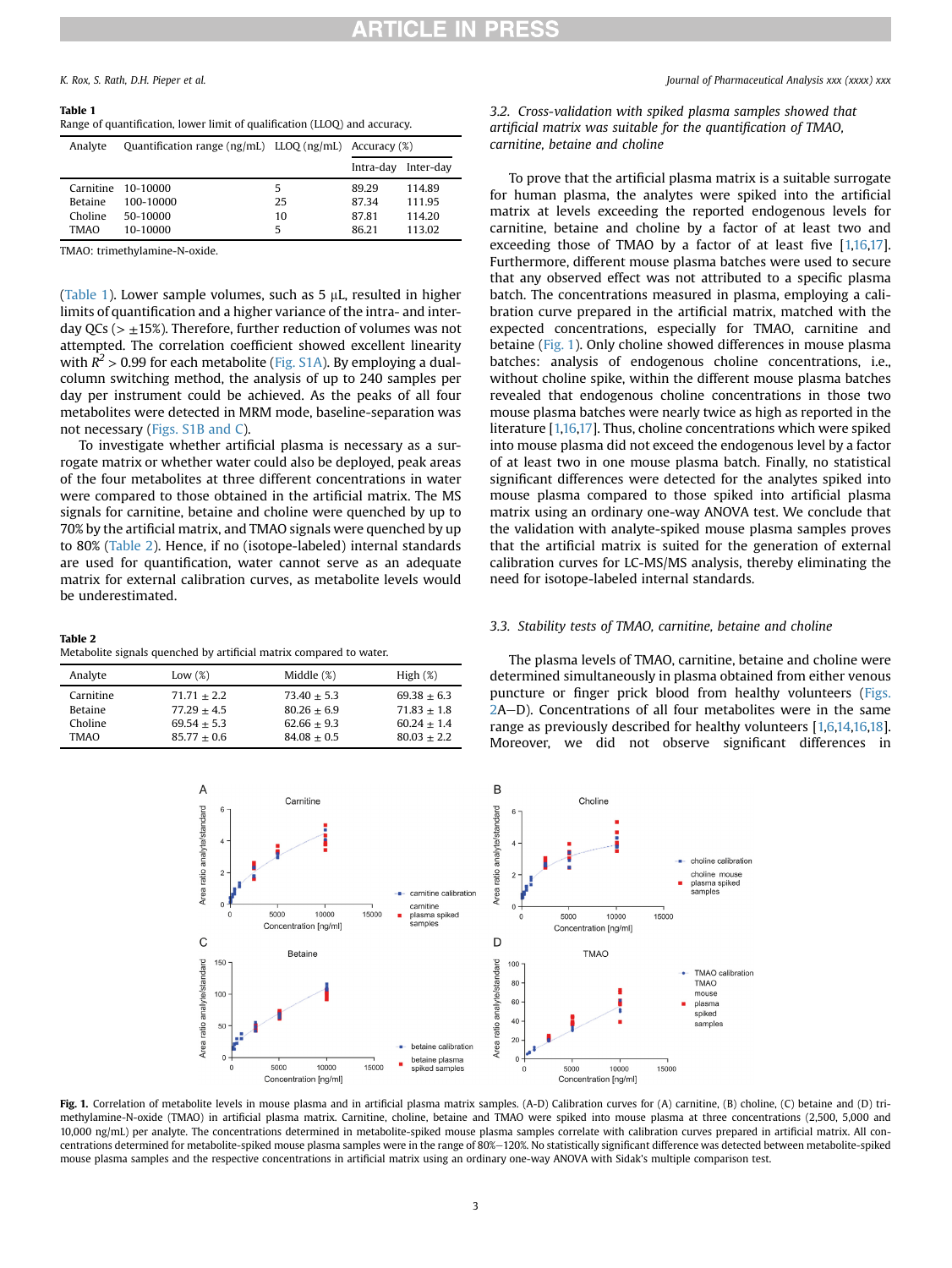**Table 1**
Range of quantification, lower limit of qualification (LLOQ) and accuracy.

| Analyte | Quantification range (ng/mL) | LLOQ (ng/mL) | Accuracy (%) | |
|---|---|---|---|---|
| | | | Intra-day | Inter-day |
| Carnitine | 10-10000 | 5 | 89.29 | 114.89 |
| Betaine | 100-10000 | 25 | 87.34 | 111.95 |
| Choline | 50-10000 | 10 | 87.81 | 114.20 |
| TMAO | 10-10000 | 5 | 86.21 | 113.02 |

TMAO: trimethylamine-N-oxide.

(Table 1). Lower sample volumes, such as 5 μL, resulted in higher limits of quantification and a higher variance of the intra- and inter-day QCs (> ±15%). Therefore, further reduction of volumes was not attempted. The correlation coefficient showed excellent linearity with $R^2 > 0.99$ for each metabolite (Fig. S1A). By employing a dual-column switching method, the analysis of up to 240 samples per day per instrument could be achieved. As the peaks of all four metabolites were detected in MRM mode, baseline-separation was not necessary (Figs. S1B and C).

To investigate whether artificial plasma is necessary as a surrogate matrix or whether water could also be deployed, peak areas of the four metabolites at three different concentrations in water were compared to those obtained in the artificial matrix. The MS signals for carnitine, betaine and choline were quenched by up to 70% by the artificial matrix, and TMAO signals were quenched by up to 80% (Table 2). Hence, if no (isotope-labeled) internal standards are used for quantification, water cannot serve as an adequate matrix for external calibration curves, as metabolite levels would be underestimated.

**Table 2**
Metabolite signals quenched by artificial matrix compared to water.

| Analyte | Low (%) | Middle (%) | High (%) |
|---|---|---|---|
| Carnitine | 71.71 ± 2.2 | 73.40 ± 5.3 | 69.38 ± 6.3 |
| Betaine | 77.29 ± 4.5 | 80.26 ± 6.9 | 71.83 ± 1.8 |
| Choline | 69.54 ± 5.3 | 62.66 ± 9.3 | 60.24 ± 1.4 |
| TMAO | 85.77 ± 0.6 | 84.08 ± 0.5 | 80.03 ± 2.2 |

### *3.2. Cross-validation with spiked plasma samples showed that artificial matrix was suitable for the quantification of TMAO, carnitine, betaine and choline*

To prove that the artificial plasma matrix is a suitable surrogate for human plasma, the analytes were spiked into the artificial matrix at levels exceeding the reported endogenous levels for carnitine, betaine and choline by a factor of at least two and exceeding those of TMAO by a factor of at least five [1,16,17]. Furthermore, different mouse plasma batches were used to secure that any observed effect was not attributed to a specific plasma batch. The concentrations measured in plasma, employing a calibration curve prepared in the artificial matrix, matched with the expected concentrations, especially for TMAO, carnitine and betaine (Fig. 1). Only choline showed differences in mouse plasma batches: analysis of endogenous choline concentrations, i.e., without choline spike, within the different mouse plasma batches revealed that endogenous choline concentrations in those two mouse plasma batches were nearly twice as high as reported in the literature [1,16,17]. Thus, choline concentrations which were spiked into mouse plasma did not exceed the endogenous level by a factor of at least two in one mouse plasma batch. Finally, no statistical significant differences were detected for the analytes spiked into mouse plasma compared to those spiked into artificial plasma matrix using an ordinary one-way ANOVA test. We conclude that the validation with analyte-spiked mouse plasma samples proves that the artificial matrix is suited for the generation of external calibration curves for LC-MS/MS analysis, thereby eliminating the need for isotope-labeled internal standards.

### *3.3. Stability tests of TMAO, carnitine, betaine and choline*

The plasma levels of TMAO, carnitine, betaine and choline were determined simultaneously in plasma obtained from either venous puncture or finger prick blood from healthy volunteers (Figs. 2A–D). Concentrations of all four metabolites were in the same range as previously described for healthy volunteers [1,6,14,16,18]. Moreover, we did not observe significant differences in

**Fig. 1.** Correlation of metabolite levels in mouse plasma and in artificial plasma matrix samples. (A-D) Calibration curves for (A) carnitine, (B) choline, (C) betaine and (D) trimethylamine-N-oxide (TMAO) in artificial plasma matrix. Carnitine, choline, betaine and TMAO were spiked into mouse plasma at three concentrations (2,500, 5,000 and 10,000 ng/mL) per analyte. The concentrations determined in metabolite-spiked mouse plasma samples correlate with calibration curves prepared in artificial matrix. All concentrations determined for metabolite-spiked mouse plasma samples were in the range of 80%–120%. No statistically significant difference was detected between metabolite-spiked mouse plasma samples and the respective concentrations in artificial matrix using an ordinary one-way ANOVA with Sidak's multiple comparison test.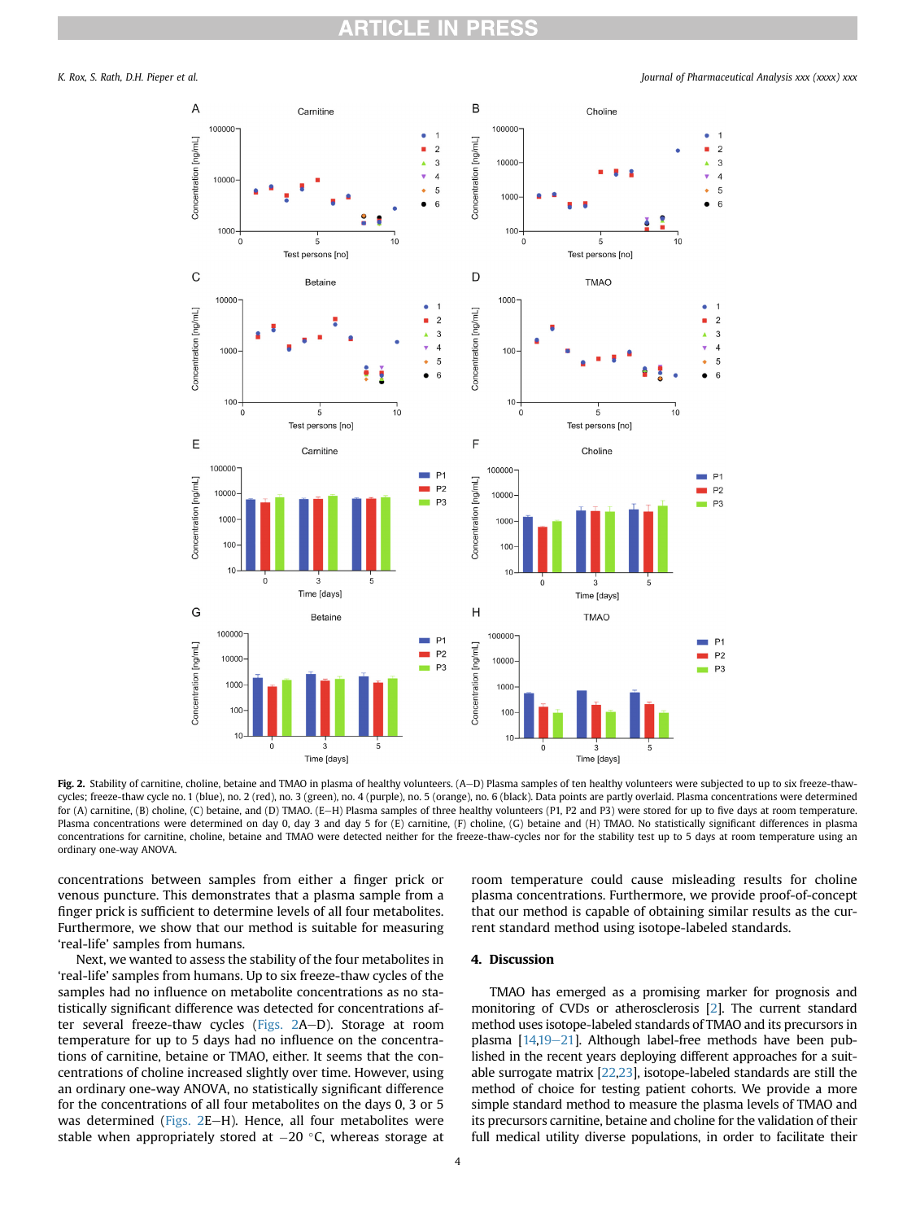**Fig. 2.** Stability of carnitine, choline, betaine and TMAO in plasma of healthy volunteers. (A–D) Plasma samples of ten healthy volunteers were subjected to up to six freeze-thaw-cycles; freeze-thaw cycle no. 1 (blue), no. 2 (red), no. 3 (green), no. 4 (purple), no. 5 (orange), no. 6 (black). Data points are partly overlaid. Plasma concentrations were determined for (A) carnitine, (B) choline, (C) betaine, and (D) TMAO. (E–H) Plasma samples of three healthy volunteers (P1, P2 and P3) were stored for up to five days at room temperature. Plasma concentrations were determined on day 0, day 3 and day 5 for (E) carnitine, (F) choline, (G) betaine and (H) TMAO. No statistically significant differences in plasma concentrations for carnitine, choline, betaine and TMAO were detected neither for the freeze-thaw-cycles nor for the stability test up to 5 days at room temperature using an ordinary one-way ANOVA.

concentrations between samples from either a finger prick or venous puncture. This demonstrates that a plasma sample from a finger prick is sufficient to determine levels of all four metabolites. Furthermore, we show that our method is suitable for measuring 'real-life' samples from humans.

Next, we wanted to assess the stability of the four metabolites in 'real-life' samples from humans. Up to six freeze-thaw cycles of the samples had no influence on metabolite concentrations as no statistically significant difference was detected for concentrations after several freeze-thaw cycles (Figs. 2A–D). Storage at room temperature for up to 5 days had no influence on the concentrations of carnitine, betaine or TMAO, either. It seems that the concentrations of choline increased slightly over time. However, using an ordinary one-way ANOVA, no statistically significant difference for the concentrations of all four metabolites on the days 0, 3 or 5 was determined (Figs. 2E–H). Hence, all four metabolites were stable when appropriately stored at −20 °C, whereas storage at room temperature could cause misleading results for choline plasma concentrations. Furthermore, we provide proof-of-concept that our method is capable of obtaining similar results as the current standard method using isotope-labeled standards.

## 4. Discussion

TMAO has emerged as a promising marker for prognosis and monitoring of CVDs or atherosclerosis [2]. The current standard method uses isotope-labeled standards of TMAO and its precursors in plasma [14,19–21]. Although label-free methods have been published in the recent years deploying different approaches for a suitable surrogate matrix [22,23], isotope-labeled standards are still the method of choice for testing patient cohorts. We provide a more simple standard method to measure the plasma levels of TMAO and its precursors carnitine, betaine and choline for the validation of their full medical utility diverse populations, in order to facilitate their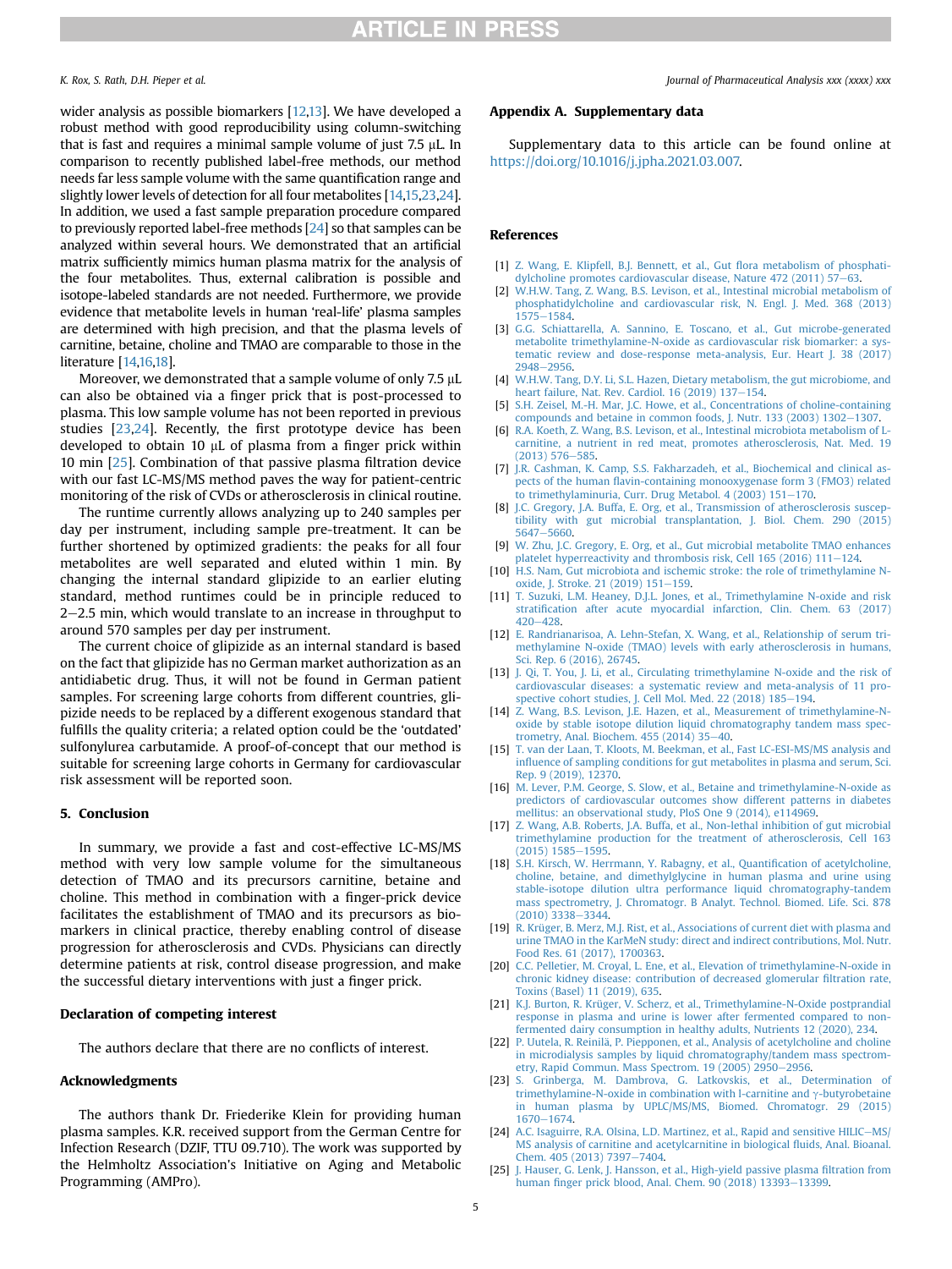wider analysis as possible biomarkers [12,13]. We have developed a robust method with good reproducibility using column-switching that is fast and requires a minimal sample volume of just 7.5 μL. In comparison to recently published label-free methods, our method needs far less sample volume with the same quantification range and slightly lower levels of detection for all four metabolites [14,15,23,24]. In addition, we used a fast sample preparation procedure compared to previously reported label-free methods [24] so that samples can be analyzed within several hours. We demonstrated that an artificial matrix sufficiently mimics human plasma matrix for the analysis of the four metabolites. Thus, external calibration is possible and isotope-labeled standards are not needed. Furthermore, we provide evidence that metabolite levels in human 'real-life' plasma samples are determined with high precision, and that the plasma levels of carnitine, betaine, choline and TMAO are comparable to those in the literature [14,16,18].

Moreover, we demonstrated that a sample volume of only 7.5 μL can also be obtained via a finger prick that is post-processed to plasma. This low sample volume has not been reported in previous studies [23,24]. Recently, the first prototype device has been developed to obtain 10 μL of plasma from a finger prick within 10 min [25]. Combination of that passive plasma filtration device with our fast LC-MS/MS method paves the way for patient-centric monitoring of the risk of CVDs or atherosclerosis in clinical routine.

The runtime currently allows analyzing up to 240 samples per day per instrument, including sample pre-treatment. It can be further shortened by optimized gradients: the peaks for all four metabolites are well separated and eluted within 1 min. By changing the internal standard glipizide to an earlier eluting standard, method runtimes could be in principle reduced to 2−2.5 min, which would translate to an increase in throughput to around 570 samples per day per instrument.

The current choice of glipizide as an internal standard is based on the fact that glipizide has no German market authorization as an antidiabetic drug. Thus, it will not be found in German patient samples. For screening large cohorts from different countries, glipizide needs to be replaced by a different exogenous standard that fulfills the quality criteria; a related option could be the 'outdated' sulfonylurea carbutamide. A proof-of-concept that our method is suitable for screening large cohorts in Germany for cardiovascular risk assessment will be reported soon.

## 5. Conclusion

In summary, we provide a fast and cost-effective LC-MS/MS method with very low sample volume for the simultaneous detection of TMAO and its precursors carnitine, betaine and choline. This method in combination with a finger-prick device facilitates the establishment of TMAO and its precursors as biomarkers in clinical practice, thereby enabling control of disease progression for atherosclerosis and CVDs. Physicians can directly determine patients at risk, control disease progression, and make the successful dietary interventions with just a finger prick.

## Declaration of competing interest

The authors declare that there are no conflicts of interest.

## Acknowledgments

The authors thank Dr. Friederike Klein for providing human plasma samples. K.R. received support from the German Centre for Infection Research (DZIF, TTU 09.710). The work was supported by the Helmholtz Association's Initiative on Aging and Metabolic Programming (AMPro).

## Appendix A. Supplementary data

Supplementary data to this article can be found online at https://doi.org/10.1016/j.jpha.2021.03.007.

## References

[1] Z. Wang, E. Klipfell, B.J. Bennett, et al., Gut flora metabolism of phosphatidylcholine promotes cardiovascular disease, Nature 472 (2011) 57−63.

[2] W.H.W. Tang, Z. Wang, B.S. Levison, et al., Intestinal microbial metabolism of phosphatidylcholine and cardiovascular risk, N. Engl. J. Med. 368 (2013) 1575−1584.

[3] G.G. Schiattarella, A. Sannino, E. Toscano, et al., Gut microbe-generated metabolite trimethylamine-N-oxide as cardiovascular risk biomarker: a systematic review and dose-response meta-analysis, Eur. Heart J. 38 (2017) 2948−2956.

[4] W.H.W. Tang, D.Y. Li, S.L. Hazen, Dietary metabolism, the gut microbiome, and heart failure, Nat. Rev. Cardiol. 16 (2019) 137−154.

[5] S.H. Zeisel, M.-H. Mar, J.C. Howe, et al., Concentrations of choline-containing compounds and betaine in common foods, J. Nutr. 133 (2003) 1302−1307.

[6] R.A. Koeth, Z. Wang, B.S. Levison, et al., Intestinal microbiota metabolism of L-carnitine, a nutrient in red meat, promotes atherosclerosis, Nat. Med. 19 (2013) 576−585.

[7] J.R. Cashman, K. Camp, S.S. Fakharzadeh, et al., Biochemical and clinical aspects of the human flavin-containing monooxygenase form 3 (FMO3) related to trimethylaminuria, Curr. Drug Metabol. 4 (2003) 151−170.

[8] J.C. Gregory, J.A. Buffa, E. Org, et al., Transmission of atherosclerosis susceptibility with gut microbial transplantation, J. Biol. Chem. 290 (2015) 5647−5660.

[9] W. Zhu, J.C. Gregory, E. Org, et al., Gut microbial metabolite TMAO enhances platelet hyperreactivity and thrombosis risk, Cell 165 (2016) 111−124.

[10] H.S. Nam, Gut microbiota and ischemic stroke: the role of trimethylamine N-oxide, J. Stroke. 21 (2019) 151−159.

[11] T. Suzuki, L.M. Heaney, D.J.L. Jones, et al., Trimethylamine N-oxide and risk stratification after acute myocardial infarction, Clin. Chem. 63 (2017) 420−428.

[12] E. Randrianarisoa, A. Lehn-Stefan, X. Wang, et al., Relationship of serum trimethylamine N-oxide (TMAO) levels with early atherosclerosis in humans, Sci. Rep. 6 (2016), 26745.

[13] J. Qi, T. You, J. Li, et al., Circulating trimethylamine N-oxide and the risk of cardiovascular diseases: a systematic review and meta-analysis of 11 prospective cohort studies, J. Cell Mol. Med. 22 (2018) 185−194.

[14] Z. Wang, B.S. Levison, J.E. Hazen, et al., Measurement of trimethylamine-N-oxide by stable isotope dilution liquid chromatography tandem mass spectrometry, Anal. Biochem. 455 (2014) 35−40.

[15] T. van der Laan, T. Kloots, M. Beekman, et al., Fast LC-ESI-MS/MS analysis and influence of sampling conditions for gut metabolites in plasma and serum, Sci. Rep. 9 (2019), 12370.

[16] M. Lever, P.M. George, S. Slow, et al., Betaine and trimethylamine-N-oxide as predictors of cardiovascular outcomes show different patterns in diabetes mellitus: an observational study, PloS One 9 (2014), e114969.

[17] Z. Wang, A.B. Roberts, J.A. Buffa, et al., Non-lethal inhibition of gut microbial trimethylamine production for the treatment of atherosclerosis, Cell 163 (2015) 1585−1595.

[18] S.H. Kirsch, W. Herrmann, Y. Rabagny, et al., Quantification of acetylcholine, choline, betaine, and dimethylglycine in human plasma and urine using stable-isotope dilution ultra performance liquid chromatography-tandem mass spectrometry, J. Chromatogr. B Analyt. Technol. Biomed. Life. Sci. 878 (2010) 3338−3344.

[19] R. Krüger, B. Merz, M.J. Rist, et al., Associations of current diet with plasma and urine TMAO in the KarMeN study: direct and indirect contributions, Mol. Nutr. Food Res. 61 (2017), 1700363.

[20] C.C. Pelletier, M. Croyal, L. Ene, et al., Elevation of trimethylamine-N-oxide in chronic kidney disease: contribution of decreased glomerular filtration rate, Toxins (Basel) 11 (2019), 635.

[21] K.J. Burton, R. Krüger, V. Scherz, et al., Trimethylamine-N-Oxide postprandial response in plasma and urine is lower after fermented compared to non-fermented dairy consumption in healthy adults, Nutrients 12 (2020), 234.

[22] P. Uutela, R. Reinilä, P. Piepponen, et al., Analysis of acetylcholine and choline in microdialysis samples by liquid chromatography/tandem mass spectrometry, Rapid Commun. Mass Spectrom. 19 (2005) 2950−2956.

[23] S. Grinberga, M. Dambrova, G. Latkovskis, et al., Determination of trimethylamine-N-oxide in combination with l-carnitine and γ-butyrobetaine in human plasma by UPLC/MS/MS, Biomed. Chromatogr. 29 (2015) 1670−1674.

[24] A.C. Isaguirre, R.A. Olsina, L.D. Martinez, et al., Rapid and sensitive HILIC−MS/MS analysis of carnitine and acetylcarnitine in biological fluids, Anal. Bioanal. Chem. 405 (2013) 7397−7404.

[25] J. Hauser, G. Lenk, J. Hansson, et al., High-yield passive plasma filtration from human finger prick blood, Anal. Chem. 90 (2018) 13393−13399.